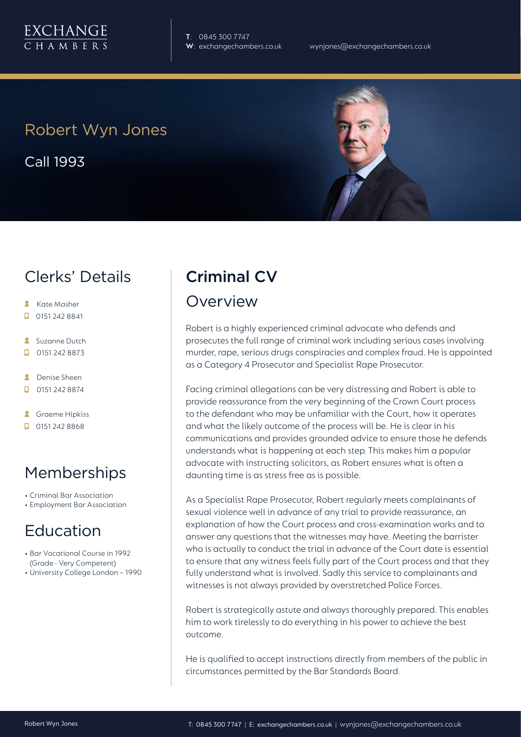EXCHANGE CHAMBERS

**T**: 0845 300 7747
**W**: exchangechambers.co.uk
wynjones@exchangechambers.co.uk

# Robert Wyn Jones

Call 1993

## Clerks' Details

- Kate Masher
- 0151 242 8841
- Suzanne Dutch
- 0151 242 8873
- Denise Sheen
- 0151 242 8874
- Graeme Hipkiss
- 0151 242 8868

## Memberships

- Criminal Bar Association
- Employment Bar Association

## Education

- Bar Vocational Course in 1992 (Grade - Very Competent)
- University College London – 1990

## Criminal CV

### Overview

Robert is a highly experienced criminal advocate who defends and prosecutes the full range of criminal work including serious cases involving murder, rape, serious drugs conspiracies and complex fraud. He is appointed as a Category 4 Prosecutor and Specialist Rape Prosecutor.

Facing criminal allegations can be very distressing and Robert is able to provide reassurance from the very beginning of the Crown Court process to the defendant who may be unfamiliar with the Court, how it operates and what the likely outcome of the process will be. He is clear in his communications and provides grounded advice to ensure those he defends understands what is happening at each step. This makes him a popular advocate with instructing solicitors, as Robert ensures what is often a daunting time is as stress free as is possible.

As a Specialist Rape Prosecutor, Robert regularly meets complainants of sexual violence well in advance of any trial to provide reassurance, an explanation of how the Court process and cross-examination works and to answer any questions that the witnesses may have. Meeting the barrister who is actually to conduct the trial in advance of the Court date is essential to ensure that any witness feels fully part of the Court process and that they fully understand what is involved. Sadly this service to complainants and witnesses is not always provided by overstretched Police Forces.

Robert is strategically astute and always thoroughly prepared. This enables him to work tirelessly to do everything in his power to achieve the best outcome.

He is qualified to accept instructions directly from members of the public in circumstances permitted by the Bar Standards Board.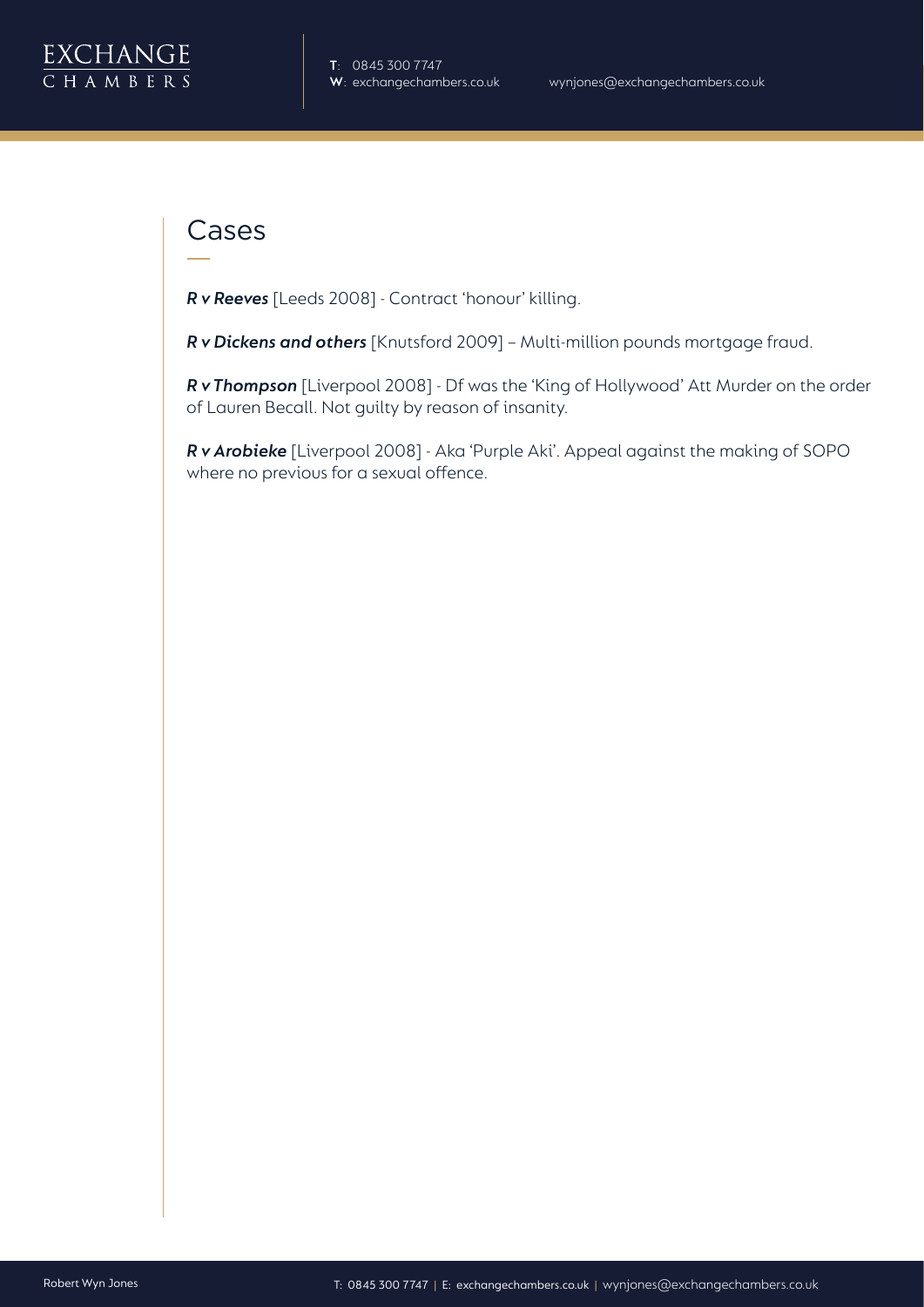## Cases

***R v Reeves*** [Leeds 2008] - Contract 'honour' killing.

***R v Dickens and others*** [Knutsford 2009] – Multi-million pounds mortgage fraud.

***R v Thompson*** [Liverpool 2008] - Df was the 'King of Hollywood' Att Murder on the order of Lauren Becall. Not guilty by reason of insanity.

***R v Arobieke*** [Liverpool 2008] - Aka 'Purple Aki'. Appeal against the making of SOPO where no previous for a sexual offence.